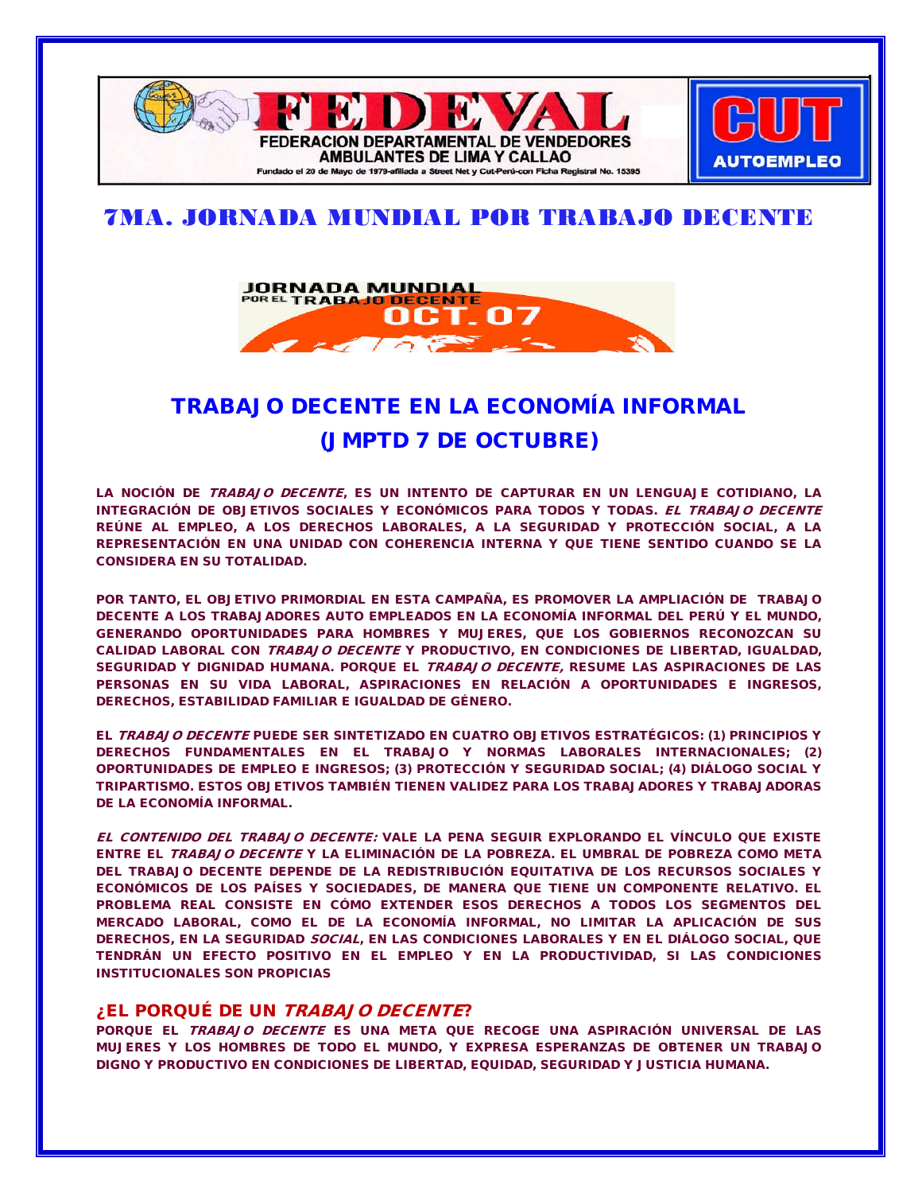FEDEVAL

FEDERACION DEPARTAMENTAL DE VENDEDORES AMBULANTES DE LIMA Y CALLAO

Fundado el 20 de Mayo de 1979-afiliada a Street Net y Cut-Perú-con Ficha Registral No. 15395

CUT AUTOEMPLEO

# 7MA. JORNADA MUNDIAL POR TRABAJO DECENTE

JORNADA MUNDIAL POR EL TRABAJO DECENTE OCT. 07

## TRABAJO DECENTE EN LA ECONOMÍA INFORMAL (JMPTD 7 DE OCTUBRE)

**LA NOCIÓN DE *TRABAJO DECENTE*, ES UN INTENTO DE CAPTURAR EN UN LENGUAJE COTIDIANO, LA INTEGRACIÓN DE OBJETIVOS SOCIALES Y ECONÓMICOS PARA TODOS Y TODAS. *EL TRABAJO DECENTE* REÚNE AL EMPLEO, A LOS DERECHOS LABORALES, A LA SEGURIDAD Y PROTECCIÓN SOCIAL, A LA REPRESENTACIÓN EN UNA UNIDAD CON COHERENCIA INTERNA Y QUE TIENE SENTIDO CUANDO SE LA CONSIDERA EN SU TOTALIDAD.**

**POR TANTO, EL OBJETIVO PRIMORDIAL EN ESTA CAMPAÑA, ES PROMOVER LA AMPLIACIÓN DE TRABAJO DECENTE A LOS TRABAJADORES AUTO EMPLEADOS EN LA ECONOMÍA INFORMAL DEL PERÚ Y EL MUNDO, GENERANDO OPORTUNIDADES PARA HOMBRES Y MUJERES, QUE LOS GOBIERNOS RECONOZCAN SU CALIDAD LABORAL CON *TRABAJO DECENTE* Y PRODUCTIVO, EN CONDICIONES DE LIBERTAD, IGUALDAD, SEGURIDAD Y DIGNIDAD HUMANA. PORQUE EL *TRABAJO DECENTE,* RESUME LAS ASPIRACIONES DE LAS PERSONAS EN SU VIDA LABORAL, ASPIRACIONES EN RELACIÓN A OPORTUNIDADES E INGRESOS, DERECHOS, ESTABILIDAD FAMILIAR E IGUALDAD DE GÉNERO.**

**EL *TRABAJO DECENTE* PUEDE SER SINTETIZADO EN CUATRO OBJETIVOS ESTRATÉGICOS: (1) PRINCIPIOS Y DERECHOS FUNDAMENTALES EN EL TRABAJO Y NORMAS LABORALES INTERNACIONALES; (2) OPORTUNIDADES DE EMPLEO E INGRESOS; (3) PROTECCIÓN Y SEGURIDAD SOCIAL; (4) DIÁLOGO SOCIAL Y TRIPARTISMO. ESTOS OBJETIVOS TAMBIÉN TIENEN VALIDEZ PARA LOS TRABAJADORES Y TRABAJADORAS DE LA ECONOMÍA INFORMAL.**

***EL CONTENIDO DEL TRABAJO DECENTE:* VALE LA PENA SEGUIR EXPLORANDO EL VÍNCULO QUE EXISTE ENTRE EL *TRABAJO DECENTE* Y LA ELIMINACIÓN DE LA POBREZA. EL UMBRAL DE POBREZA COMO META DEL TRABAJO DECENTE DEPENDE DE LA REDISTRIBUCIÓN EQUITATIVA DE LOS RECURSOS SOCIALES Y ECONÓMICOS DE LOS PAÍSES Y SOCIEDADES, DE MANERA QUE TIENE UN COMPONENTE RELATIVO. EL PROBLEMA REAL CONSISTE EN CÓMO EXTENDER ESOS DERECHOS A TODOS LOS SEGMENTOS DEL MERCADO LABORAL, COMO EL DE LA ECONOMÍA INFORMAL, NO LIMITAR LA APLICACIÓN DE SUS DERECHOS, EN LA SEGURIDAD *SOCIAL*, EN LAS CONDICIONES LABORALES Y EN EL DIÁLOGO SOCIAL, QUE TENDRÁN UN EFECTO POSITIVO EN EL EMPLEO Y EN LA PRODUCTIVIDAD, SI LAS CONDICIONES INSTITUCIONALES SON PROPICIAS**

### ¿EL PORQUÉ DE UN *TRABAJO DECENTE*?

**PORQUE EL *TRABAJO DECENTE* ES UNA META QUE RECOGE UNA ASPIRACIÓN UNIVERSAL DE LAS MUJERES Y LOS HOMBRES DE TODO EL MUNDO, Y EXPRESA ESPERANZAS DE OBTENER UN TRABAJO DIGNO Y PRODUCTIVO EN CONDICIONES DE LIBERTAD, EQUIDAD, SEGURIDAD Y JUSTICIA HUMANA.**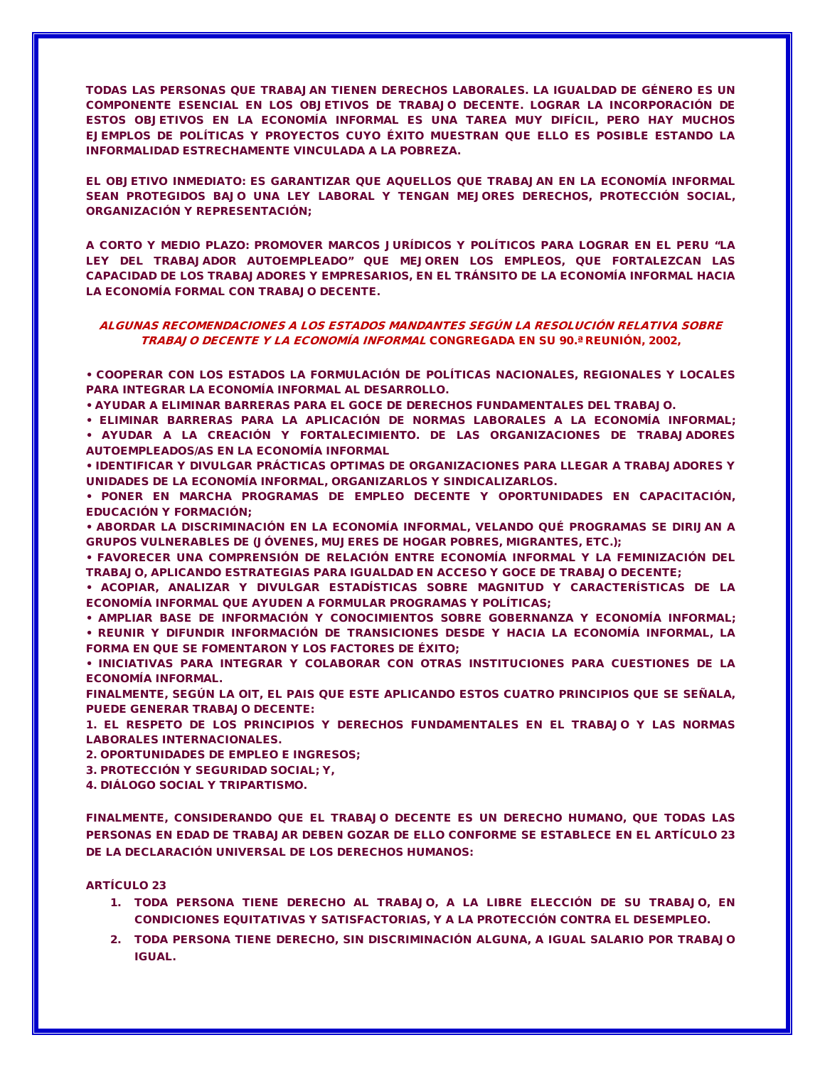**TODAS LAS PERSONAS QUE TRABAJAN TIENEN DERECHOS LABORALES. LA IGUALDAD DE GÉNERO ES UN COMPONENTE ESENCIAL EN LOS OBJETIVOS DE TRABAJO DECENTE. LOGRAR LA INCORPORACIÓN DE ESTOS OBJETIVOS EN LA ECONOMÍA INFORMAL ES UNA TAREA MUY DIFÍCIL, PERO HAY MUCHOS EJEMPLOS DE POLÍTICAS Y PROYECTOS CUYO ÉXITO MUESTRAN QUE ELLO ES POSIBLE ESTANDO LA INFORMALIDAD ESTRECHAMENTE VINCULADA A LA POBREZA.**

**EL OBJETIVO INMEDIATO: ES GARANTIZAR QUE AQUELLOS QUE TRABAJAN EN LA ECONOMÍA INFORMAL SEAN PROTEGIDOS BAJO UNA LEY LABORAL Y TENGAN MEJORES DERECHOS, PROTECCIÓN SOCIAL, ORGANIZACIÓN Y REPRESENTACIÓN;**

**A CORTO Y MEDIO PLAZO: PROMOVER MARCOS JURÍDICOS Y POLÍTICOS PARA LOGRAR EN EL PERU "LA LEY DEL TRABAJADOR AUTOEMPLEADO" QUE MEJOREN LOS EMPLEOS, QUE FORTALEZCAN LAS CAPACIDAD DE LOS TRABAJADORES Y EMPRESARIOS, EN EL TRÁNSITO DE LA ECONOMÍA INFORMAL HACIA LA ECONOMÍA FORMAL CON TRABAJO DECENTE.**

***ALGUNAS RECOMENDACIONES A LOS ESTADOS MANDANTES SEGÚN LA RESOLUCIÓN RELATIVA SOBRE TRABAJO DECENTE Y LA ECONOMÍA INFORMAL*** **CONGREGADA EN SU 90.ª REUNIÓN, 2002,**

- **COOPERAR CON LOS ESTADOS LA FORMULACIÓN DE POLÍTICAS NACIONALES, REGIONALES Y LOCALES PARA INTEGRAR LA ECONOMÍA INFORMAL AL DESARROLLO.**
- **AYUDAR A ELIMINAR BARRERAS PARA EL GOCE DE DERECHOS FUNDAMENTALES DEL TRABAJO.**
- **ELIMINAR BARRERAS PARA LA APLICACIÓN DE NORMAS LABORALES A LA ECONOMÍA INFORMAL;**
- **AYUDAR A LA CREACIÓN Y FORTALECIMIENTO. DE LAS ORGANIZACIONES DE TRABAJADORES AUTOEMPLEADOS/AS EN LA ECONOMÍA INFORMAL**
- **IDENTIFICAR Y DIVULGAR PRÁCTICAS OPTIMAS DE ORGANIZACIONES PARA LLEGAR A TRABAJADORES Y UNIDADES DE LA ECONOMÍA INFORMAL, ORGANIZARLOS Y SINDICALIZARLOS.**
- **PONER EN MARCHA PROGRAMAS DE EMPLEO DECENTE Y OPORTUNIDADES EN CAPACITACIÓN, EDUCACIÓN Y FORMACIÓN;**
- **ABORDAR LA DISCRIMINACIÓN EN LA ECONOMÍA INFORMAL, VELANDO QUÉ PROGRAMAS SE DIRIJAN A GRUPOS VULNERABLES DE (JÓVENES, MUJERES DE HOGAR POBRES, MIGRANTES, ETC.);**
- **FAVORECER UNA COMPRENSIÓN DE RELACIÓN ENTRE ECONOMÍA INFORMAL Y LA FEMINIZACIÓN DEL TRABAJO, APLICANDO ESTRATEGIAS PARA IGUALDAD EN ACCESO Y GOCE DE TRABAJO DECENTE;**
- **ACOPIAR, ANALIZAR Y DIVULGAR ESTADÍSTICAS SOBRE MAGNITUD Y CARACTERÍSTICAS DE LA ECONOMÍA INFORMAL QUE AYUDEN A FORMULAR PROGRAMAS Y POLÍTICAS;**
- **AMPLIAR BASE DE INFORMACIÓN Y CONOCIMIENTOS SOBRE GOBERNANZA Y ECONOMÍA INFORMAL;**
- **REUNIR Y DIFUNDIR INFORMACIÓN DE TRANSICIONES DESDE Y HACIA LA ECONOMÍA INFORMAL, LA FORMA EN QUE SE FOMENTARON Y LOS FACTORES DE ÉXITO;**
- **INICIATIVAS PARA INTEGRAR Y COLABORAR CON OTRAS INSTITUCIONES PARA CUESTIONES DE LA ECONOMÍA INFORMAL.**

**FINALMENTE, SEGÚN LA OIT, EL PAIS QUE ESTE APLICANDO ESTOS CUATRO PRINCIPIOS QUE SE SEÑALA, PUEDE GENERAR TRABAJO DECENTE:**

1. **EL RESPETO DE LOS PRINCIPIOS Y DERECHOS FUNDAMENTALES EN EL TRABAJO Y LAS NORMAS LABORALES INTERNACIONALES.**
2. **OPORTUNIDADES DE EMPLEO E INGRESOS;**
3. **PROTECCIÓN Y SEGURIDAD SOCIAL; Y,**
4. **DIÁLOGO SOCIAL Y TRIPARTISMO.**

**FINALMENTE, CONSIDERANDO QUE EL TRABAJO DECENTE ES UN DERECHO HUMANO, QUE TODAS LAS PERSONAS EN EDAD DE TRABAJAR DEBEN GOZAR DE ELLO CONFORME SE ESTABLECE EN EL ARTÍCULO 23 DE LA DECLARACIÓN UNIVERSAL DE LOS DERECHOS HUMANOS:**

**ARTÍCULO 23**

1. **TODA PERSONA TIENE DERECHO AL TRABAJO, A LA LIBRE ELECCIÓN DE SU TRABAJO, EN CONDICIONES EQUITATIVAS Y SATISFACTORIAS, Y A LA PROTECCIÓN CONTRA EL DESEMPLEO.**
2. **TODA PERSONA TIENE DERECHO, SIN DISCRIMINACIÓN ALGUNA, A IGUAL SALARIO POR TRABAJO IGUAL.**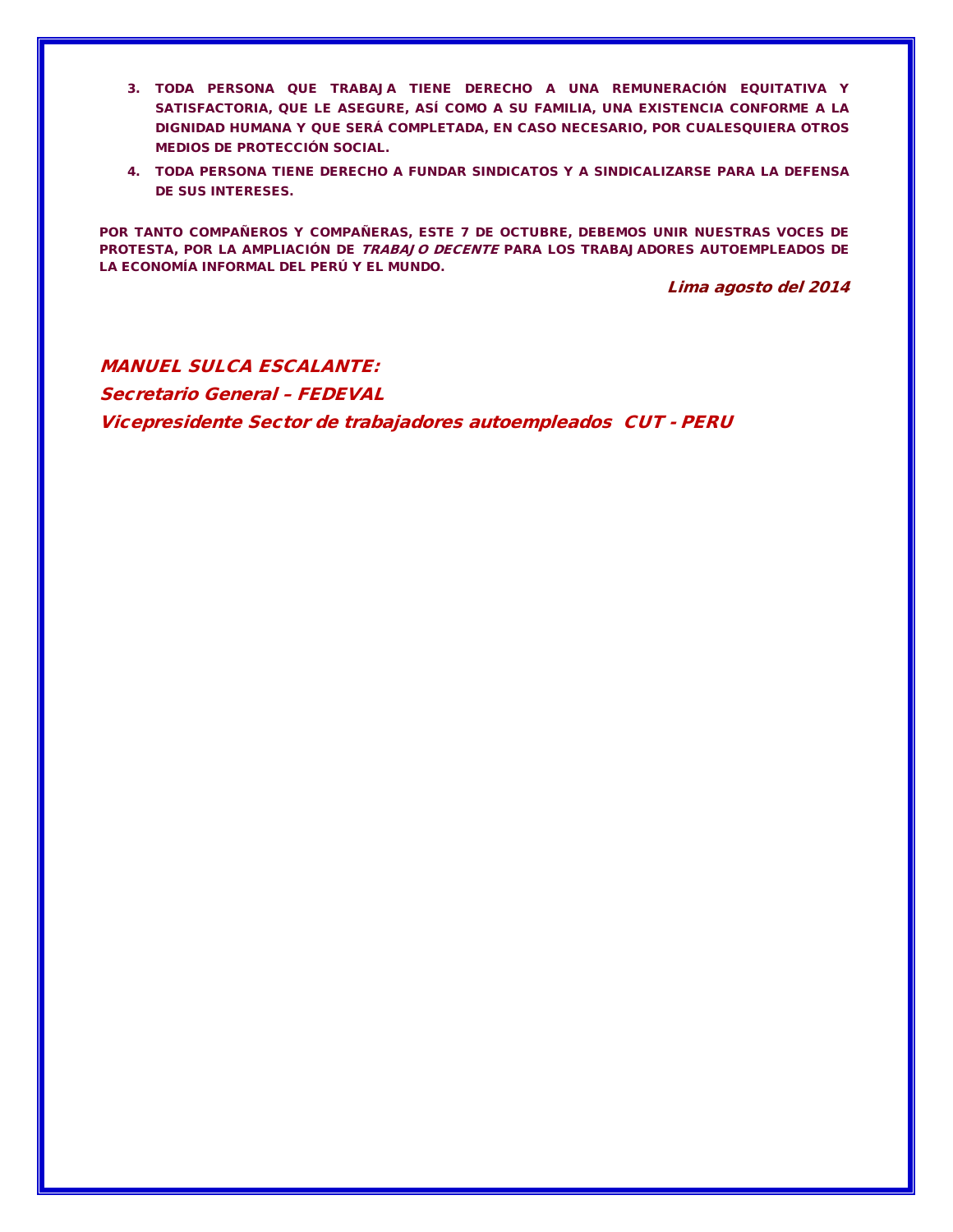3. **TODA PERSONA QUE TRABAJA TIENE DERECHO A UNA REMUNERACIÓN EQUITATIVA Y SATISFACTORIA, QUE LE ASEGURE, ASÍ COMO A SU FAMILIA, UNA EXISTENCIA CONFORME A LA DIGNIDAD HUMANA Y QUE SERÁ COMPLETADA, EN CASO NECESARIO, POR CUALESQUIERA OTROS MEDIOS DE PROTECCIÓN SOCIAL.**
4. **TODA PERSONA TIENE DERECHO A FUNDAR SINDICATOS Y A SINDICALIZARSE PARA LA DEFENSA DE SUS INTERESES.**

**POR TANTO COMPAÑEROS Y COMPAÑERAS, ESTE 7 DE OCTUBRE, DEBEMOS UNIR NUESTRAS VOCES DE PROTESTA, POR LA AMPLIACIÓN DE *TRABAJO DECENTE* PARA LOS TRABAJADORES AUTOEMPLEADOS DE LA ECONOMÍA INFORMAL DEL PERÚ Y EL MUNDO.**

***Lima agosto del 2014***

***MANUEL SULCA ESCALANTE:***

***Secretario General – FEDEVAL***

***Vicepresidente Sector de trabajadores autoempleados CUT - PERU***